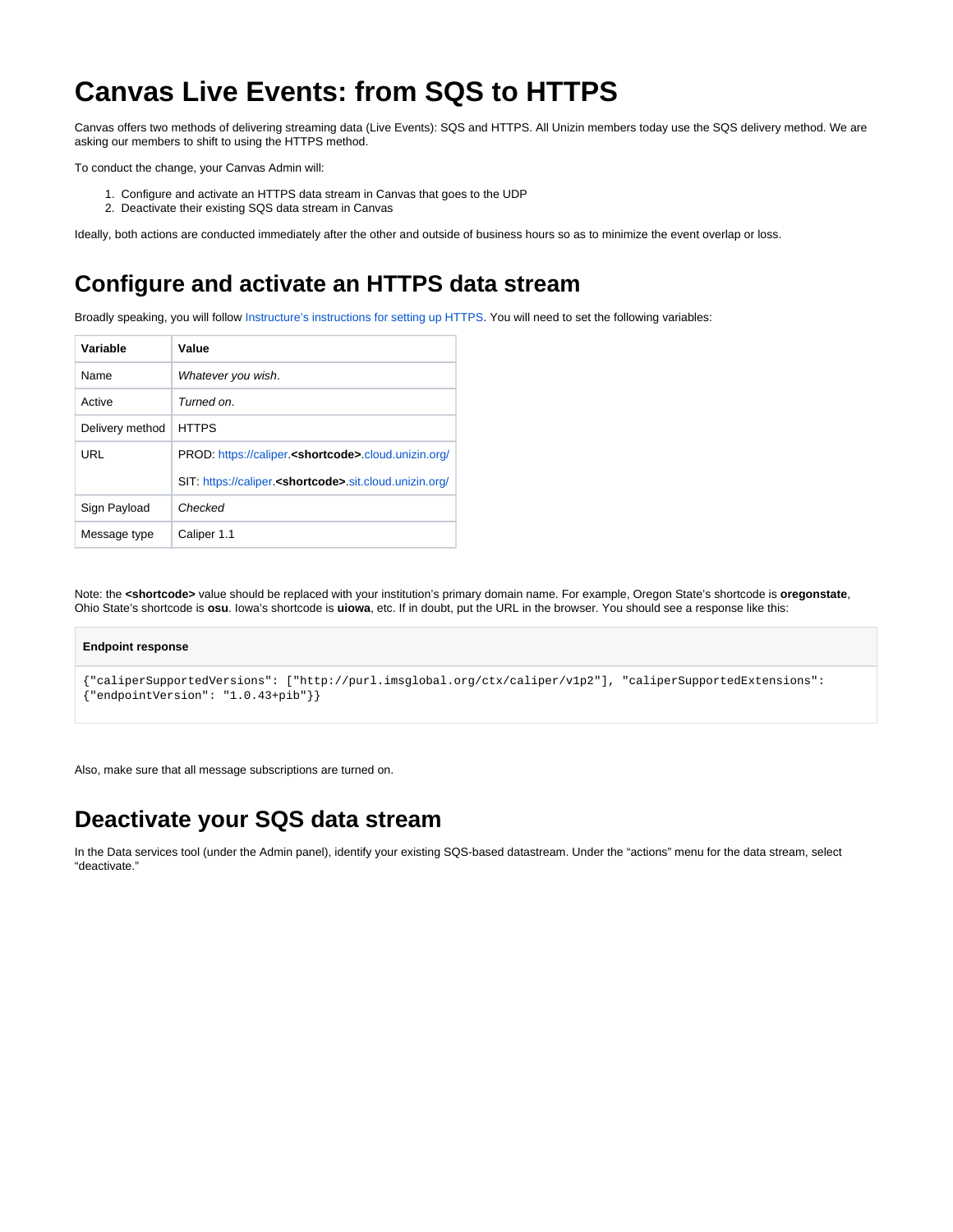# Canvas Live Events: from SQS to HTTPS

Canvas offers two methods of delivering streaming data (Live Events): SQS and HTTPS. All Unizin members today use the SQS delivery method. We are asking our members to shift to using the HTTPS method.

To conduct the change, your Canvas Admin will:

1. Configure and activate an HTTPS data stream in Canvas that goes to the UDP
2. Deactivate their existing SQS data stream in Canvas

Ideally, both actions are conducted immediately after the other and outside of business hours so as to minimize the event overlap or loss.

## Configure and activate an HTTPS data stream

Broadly speaking, you will follow Instructure's instructions for setting up HTTPS. You will need to set the following variables:

| Variable | Value |
|---|---|
| Name | *Whatever you wish*. |
| Active | *Turned on*. |
| Delivery method | HTTPS |
| URL | PROD: https://caliper.**<shortcode>**.cloud.unizin.org/<br><br>SIT: https://caliper.**<shortcode>**.sit.cloud.unizin.org/ |
| Sign Payload | *Checked* |
| Message type | Caliper 1.1 |

Note: the **<shortcode>** value should be replaced with your institution's primary domain name. For example, Oregon State's shortcode is **oregonstate**, Ohio State's shortcode is **osu**. Iowa's shortcode is **uiowa**, etc. If in doubt, put the URL in the browser. You should see a response like this:

**Endpoint response**

```
{"caliperSupportedVersions": ["http://purl.imsglobal.org/ctx/caliper/v1p2"], "caliperSupportedExtensions":
{"endpointVersion": "1.0.43+pib"}}
```

Also, make sure that all message subscriptions are turned on.

## Deactivate your SQS data stream

In the Data services tool (under the Admin panel), identify your existing SQS-based datastream. Under the "actions" menu for the data stream, select "deactivate."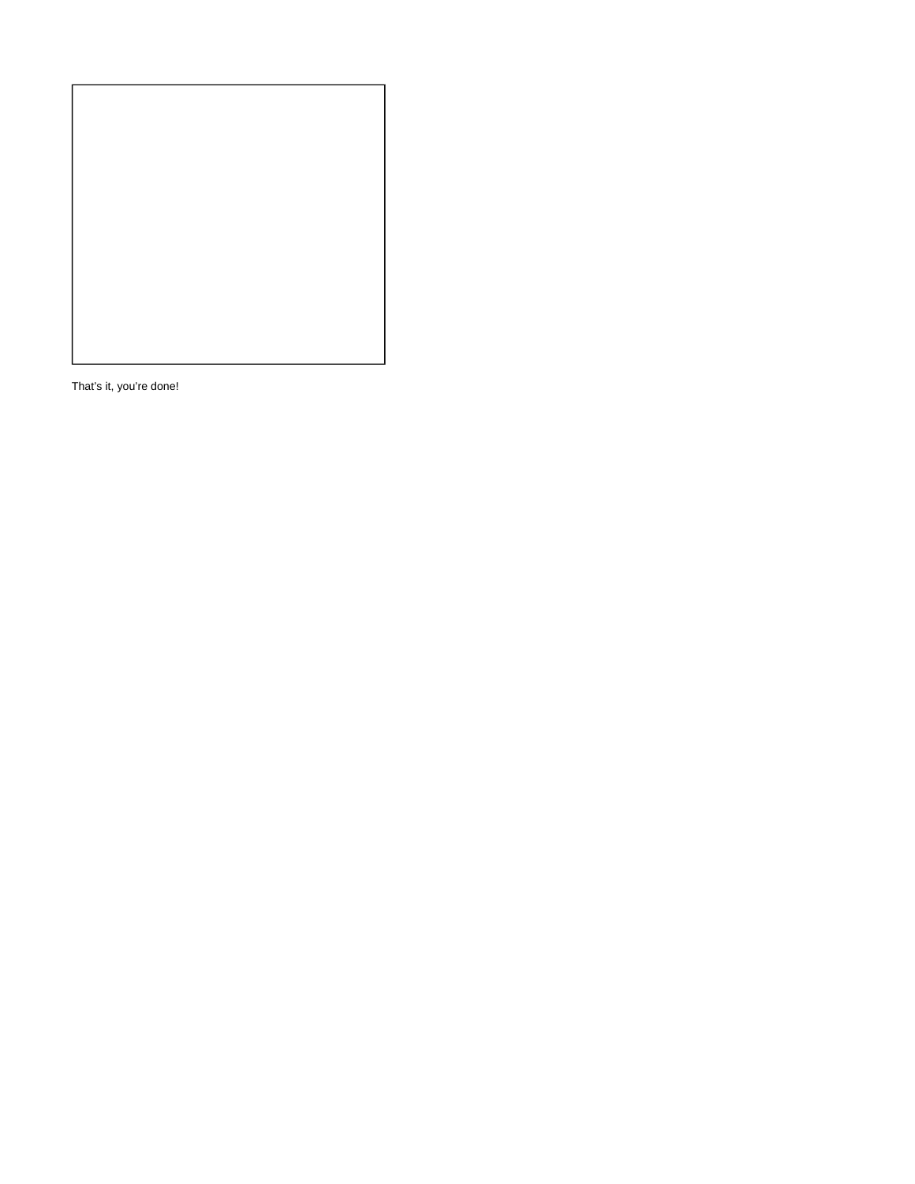That's it, you're done!